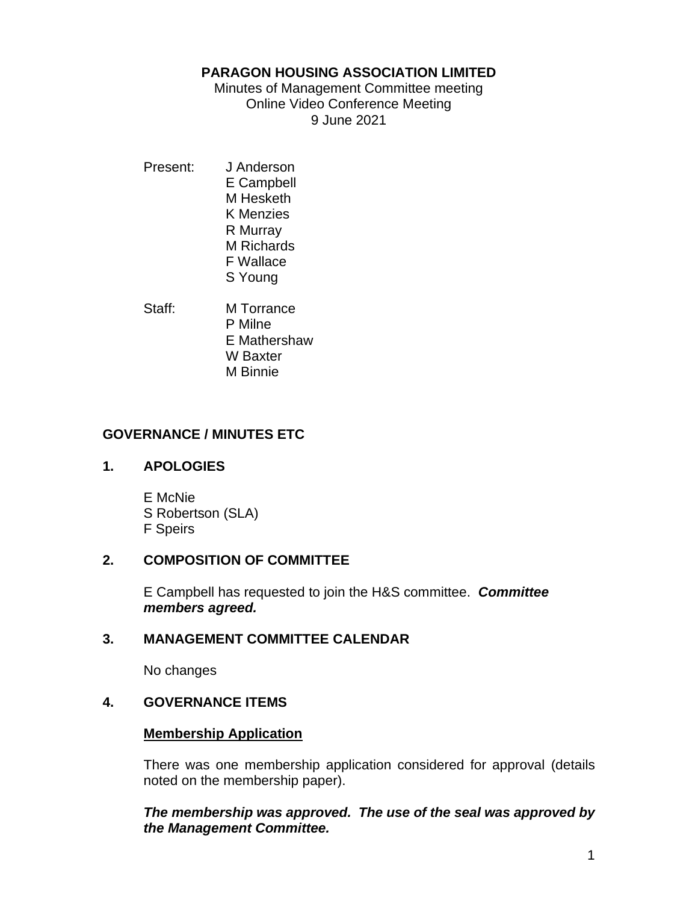**PARAGON HOUSING ASSOCIATION LIMITED**

Minutes of Management Committee meeting
Online Video Conference Meeting
9 June 2021

Present:
- J Anderson
- E Campbell
- M Hesketh
- K Menzies
- R Murray
- M Richards
- F Wallace
- S Young

Staff:
- M Torrance
- P Milne
- E Mathershaw
- W Baxter
- M Binnie

## GOVERNANCE / MINUTES ETC

### 1. APOLOGIES

E McNie
S Robertson (SLA)
F Speirs

### 2. COMPOSITION OF COMMITTEE

E Campbell has requested to join the H&S committee. ***Committee members agreed.***

### 3. MANAGEMENT COMMITTEE CALENDAR

No changes

### 4. GOVERNANCE ITEMS

**Membership Application**

There was one membership application considered for approval (details noted on the membership paper).

***The membership was approved. The use of the seal was approved by the Management Committee.***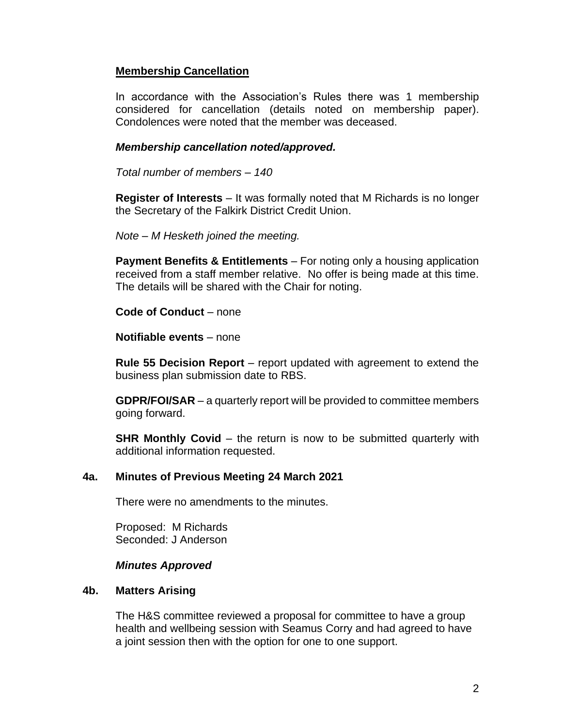**Membership Cancellation**

In accordance with the Association's Rules there was 1 membership considered for cancellation (details noted on membership paper). Condolences were noted that the member was deceased.

***Membership cancellation noted/approved.***

*Total number of members – 140*

**Register of Interests** – It was formally noted that M Richards is no longer the Secretary of the Falkirk District Credit Union.

*Note – M Hesketh joined the meeting.*

**Payment Benefits & Entitlements** – For noting only a housing application received from a staff member relative. No offer is being made at this time. The details will be shared with the Chair for noting.

**Code of Conduct** – none

**Notifiable events** – none

**Rule 55 Decision Report** – report updated with agreement to extend the business plan submission date to RBS.

**GDPR/FOI/SAR** – a quarterly report will be provided to committee members going forward.

**SHR Monthly Covid** – the return is now to be submitted quarterly with additional information requested.

## 4a. Minutes of Previous Meeting 24 March 2021

There were no amendments to the minutes.

Proposed: M Richards
Seconded: J Anderson

***Minutes Approved***

## 4b. Matters Arising

The H&S committee reviewed a proposal for committee to have a group health and wellbeing session with Seamus Corry and had agreed to have a joint session then with the option for one to one support.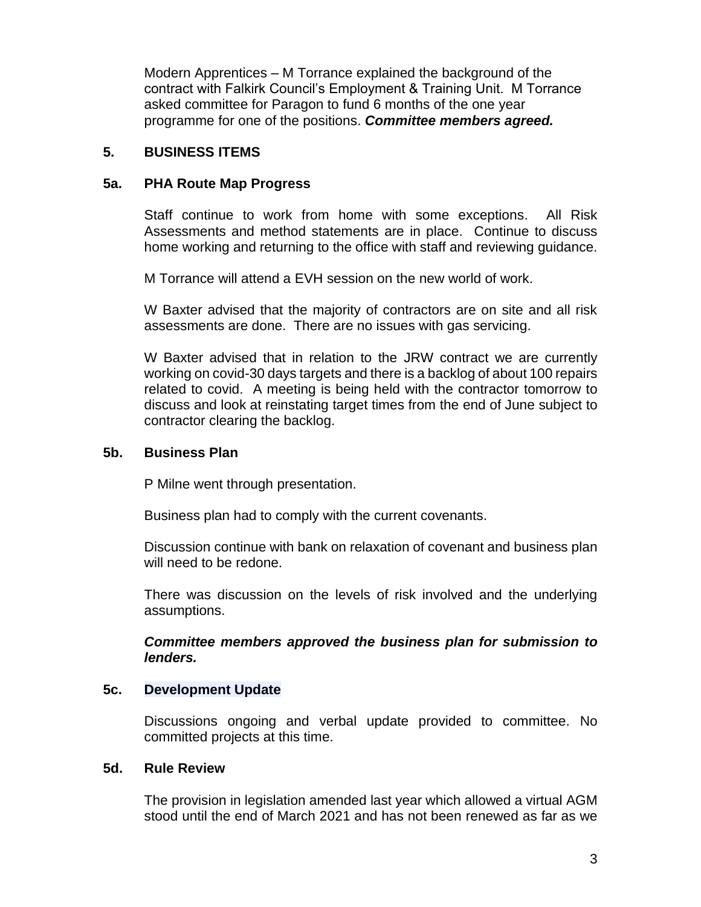Modern Apprentices – M Torrance explained the background of the contract with Falkirk Council's Employment & Training Unit. M Torrance asked committee for Paragon to fund 6 months of the one year programme for one of the positions. ***Committee members agreed.***

## 5. BUSINESS ITEMS

### 5a. PHA Route Map Progress

Staff continue to work from home with some exceptions. All Risk Assessments and method statements are in place. Continue to discuss home working and returning to the office with staff and reviewing guidance.

M Torrance will attend a EVH session on the new world of work.

W Baxter advised that the majority of contractors are on site and all risk assessments are done. There are no issues with gas servicing.

W Baxter advised that in relation to the JRW contract we are currently working on covid-30 days targets and there is a backlog of about 100 repairs related to covid. A meeting is being held with the contractor tomorrow to discuss and look at reinstating target times from the end of June subject to contractor clearing the backlog.

### 5b. Business Plan

P Milne went through presentation.

Business plan had to comply with the current covenants.

Discussion continue with bank on relaxation of covenant and business plan will need to be redone.

There was discussion on the levels of risk involved and the underlying assumptions.

***Committee members approved the business plan for submission to lenders.***

### 5c. Development Update

Discussions ongoing and verbal update provided to committee. No committed projects at this time.

### 5d. Rule Review

The provision in legislation amended last year which allowed a virtual AGM stood until the end of March 2021 and has not been renewed as far as we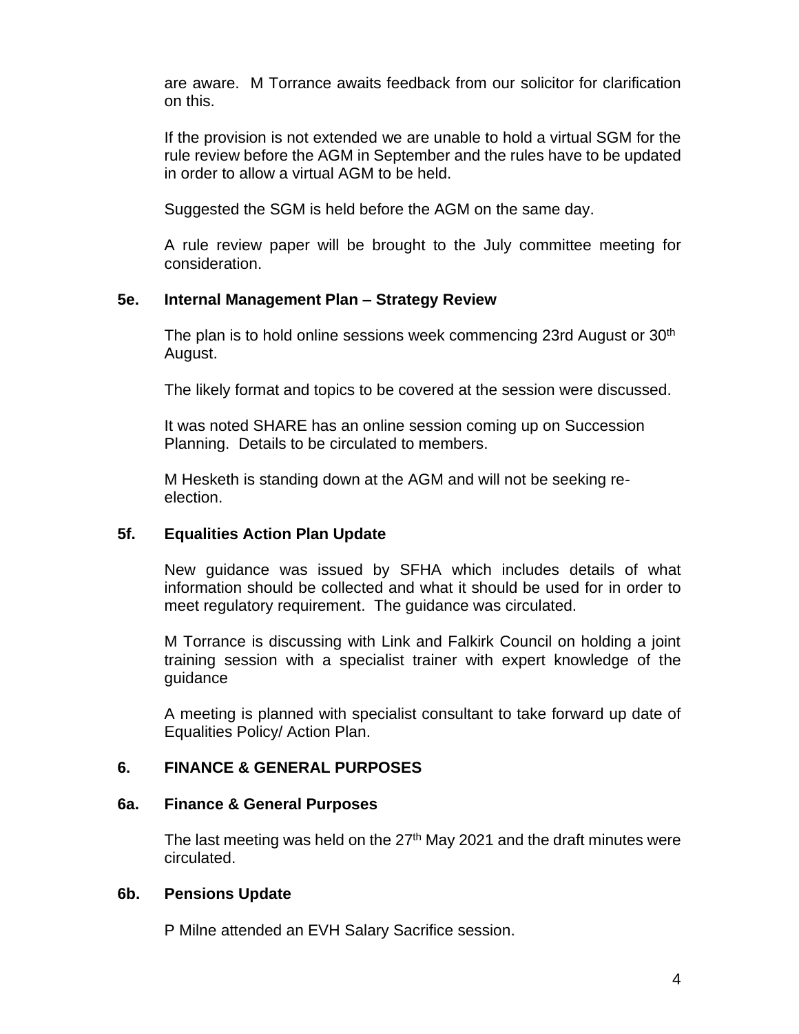are aware. M Torrance awaits feedback from our solicitor for clarification on this.

If the provision is not extended we are unable to hold a virtual SGM for the rule review before the AGM in September and the rules have to be updated in order to allow a virtual AGM to be held.

Suggested the SGM is held before the AGM on the same day.

A rule review paper will be brought to the July committee meeting for consideration.

### 5e. Internal Management Plan – Strategy Review

The plan is to hold online sessions week commencing 23rd August or 30th August.

The likely format and topics to be covered at the session were discussed.

It was noted SHARE has an online session coming up on Succession Planning. Details to be circulated to members.

M Hesketh is standing down at the AGM and will not be seeking re-election.

### 5f. Equalities Action Plan Update

New guidance was issued by SFHA which includes details of what information should be collected and what it should be used for in order to meet regulatory requirement. The guidance was circulated.

M Torrance is discussing with Link and Falkirk Council on holding a joint training session with a specialist trainer with expert knowledge of the guidance

A meeting is planned with specialist consultant to take forward up date of Equalities Policy/ Action Plan.

## 6. FINANCE & GENERAL PURPOSES

### 6a. Finance & General Purposes

The last meeting was held on the 27th May 2021 and the draft minutes were circulated.

### 6b. Pensions Update

P Milne attended an EVH Salary Sacrifice session.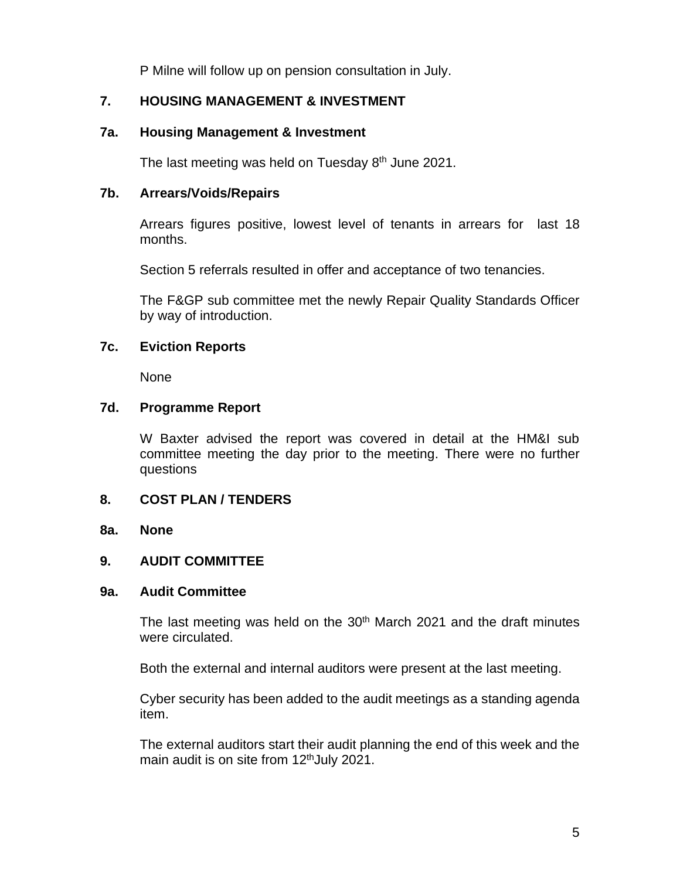P Milne will follow up on pension consultation in July.

## 7. HOUSING MANAGEMENT & INVESTMENT

### 7a. Housing Management & Investment

The last meeting was held on Tuesday 8th June 2021.

### 7b. Arrears/Voids/Repairs

Arrears figures positive, lowest level of tenants in arrears for last 18 months.

Section 5 referrals resulted in offer and acceptance of two tenancies.

The F&GP sub committee met the newly Repair Quality Standards Officer by way of introduction.

### 7c. Eviction Reports

None

### 7d. Programme Report

W Baxter advised the report was covered in detail at the HM&I sub committee meeting the day prior to the meeting. There were no further questions

## 8. COST PLAN / TENDERS

### 8a. None

## 9. AUDIT COMMITTEE

### 9a. Audit Committee

The last meeting was held on the 30th March 2021 and the draft minutes were circulated.

Both the external and internal auditors were present at the last meeting.

Cyber security has been added to the audit meetings as a standing agenda item.

The external auditors start their audit planning the end of this week and the main audit is on site from 12th July 2021.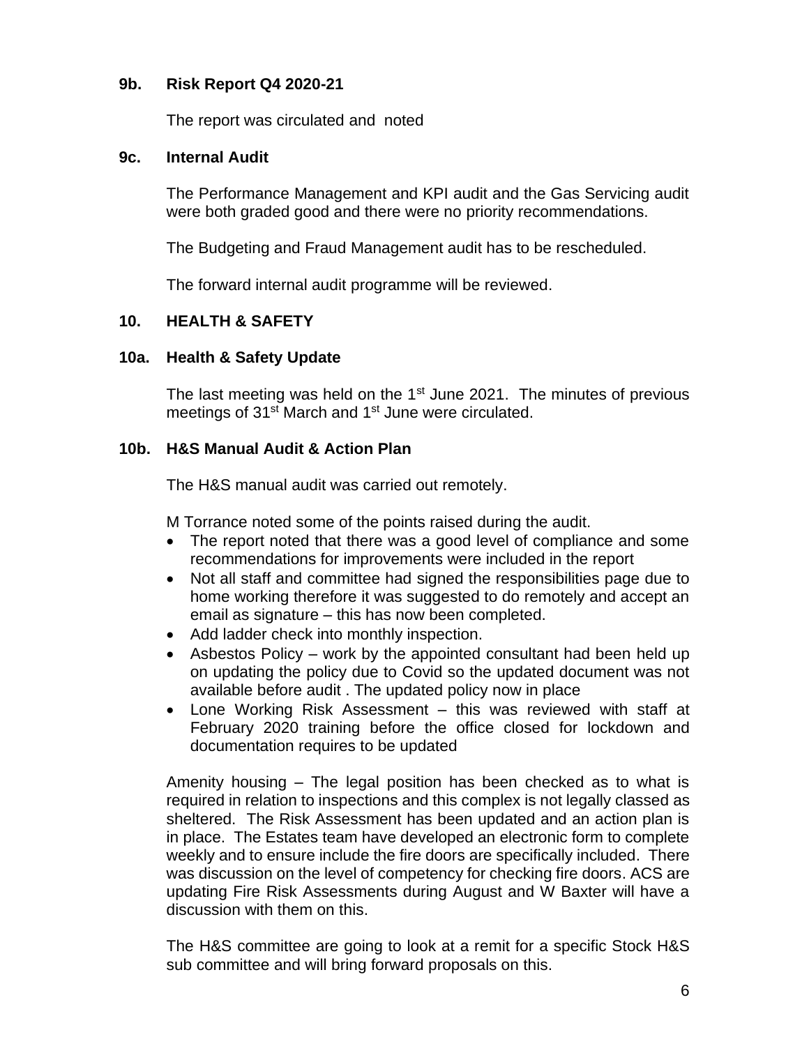### 9b. Risk Report Q4 2020-21

The report was circulated and noted

### 9c. Internal Audit

The Performance Management and KPI audit and the Gas Servicing audit were both graded good and there were no priority recommendations.

The Budgeting and Fraud Management audit has to be rescheduled.

The forward internal audit programme will be reviewed.

## 10. HEALTH & SAFETY

### 10a. Health & Safety Update

The last meeting was held on the 1st June 2021. The minutes of previous meetings of 31st March and 1st June were circulated.

### 10b. H&S Manual Audit & Action Plan

The H&S manual audit was carried out remotely.

M Torrance noted some of the points raised during the audit.

- The report noted that there was a good level of compliance and some recommendations for improvements were included in the report
- Not all staff and committee had signed the responsibilities page due to home working therefore it was suggested to do remotely and accept an email as signature – this has now been completed.
- Add ladder check into monthly inspection.
- Asbestos Policy – work by the appointed consultant had been held up on updating the policy due to Covid so the updated document was not available before audit . The updated policy now in place
- Lone Working Risk Assessment – this was reviewed with staff at February 2020 training before the office closed for lockdown and documentation requires to be updated

Amenity housing – The legal position has been checked as to what is required in relation to inspections and this complex is not legally classed as sheltered. The Risk Assessment has been updated and an action plan is in place. The Estates team have developed an electronic form to complete weekly and to ensure include the fire doors are specifically included. There was discussion on the level of competency for checking fire doors. ACS are updating Fire Risk Assessments during August and W Baxter will have a discussion with them on this.

The H&S committee are going to look at a remit for a specific Stock H&S sub committee and will bring forward proposals on this.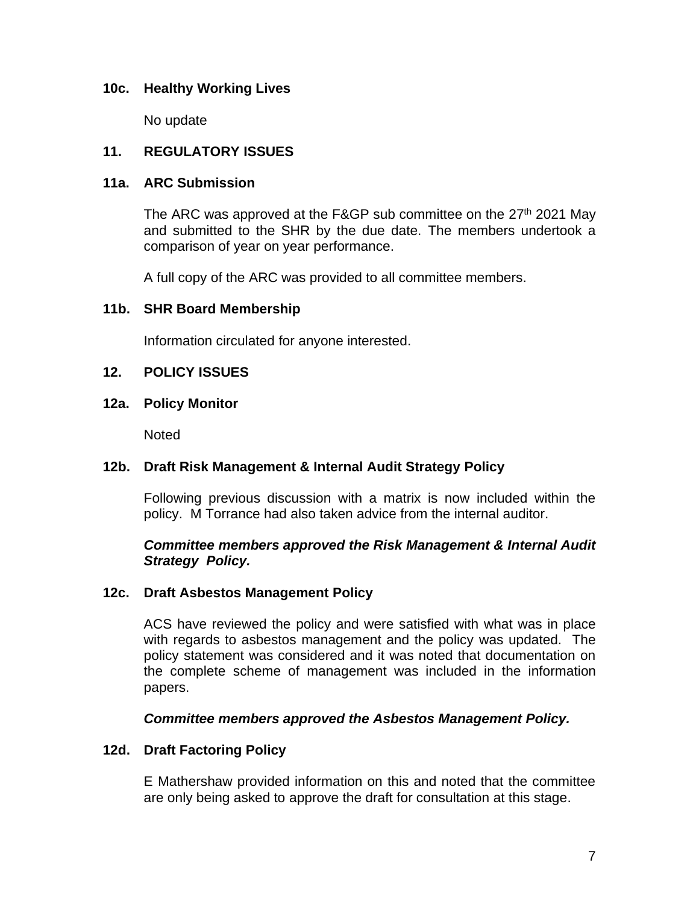### 10c. Healthy Working Lives

No update

## 11. REGULATORY ISSUES

### 11a. ARC Submission

The ARC was approved at the F&GP sub committee on the 27th 2021 May and submitted to the SHR by the due date. The members undertook a comparison of year on year performance.

A full copy of the ARC was provided to all committee members.

### 11b. SHR Board Membership

Information circulated for anyone interested.

## 12. POLICY ISSUES

### 12a. Policy Monitor

Noted

### 12b. Draft Risk Management & Internal Audit Strategy Policy

Following previous discussion with a matrix is now included within the policy. M Torrance had also taken advice from the internal auditor.

***Committee members approved the Risk Management & Internal Audit Strategy Policy.***

### 12c. Draft Asbestos Management Policy

ACS have reviewed the policy and were satisfied with what was in place with regards to asbestos management and the policy was updated. The policy statement was considered and it was noted that documentation on the complete scheme of management was included in the information papers.

***Committee members approved the Asbestos Management Policy.***

### 12d. Draft Factoring Policy

E Mathershaw provided information on this and noted that the committee are only being asked to approve the draft for consultation at this stage.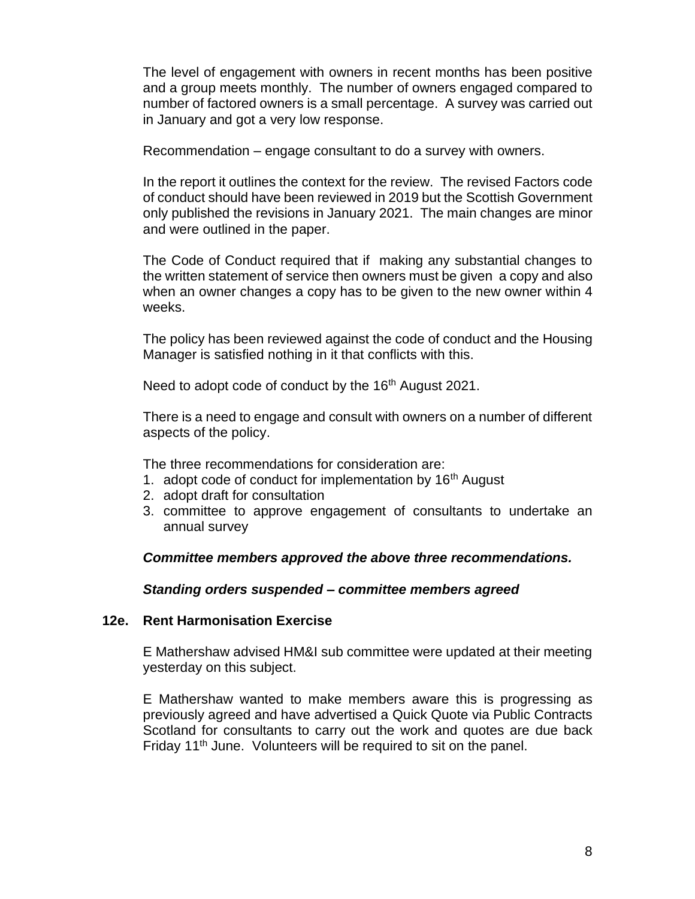The level of engagement with owners in recent months has been positive and a group meets monthly. The number of owners engaged compared to number of factored owners is a small percentage. A survey was carried out in January and got a very low response.

Recommendation – engage consultant to do a survey with owners.

In the report it outlines the context for the review. The revised Factors code of conduct should have been reviewed in 2019 but the Scottish Government only published the revisions in January 2021. The main changes are minor and were outlined in the paper.

The Code of Conduct required that if making any substantial changes to the written statement of service then owners must be given a copy and also when an owner changes a copy has to be given to the new owner within 4 weeks.

The policy has been reviewed against the code of conduct and the Housing Manager is satisfied nothing in it that conflicts with this.

Need to adopt code of conduct by the 16th August 2021.

There is a need to engage and consult with owners on a number of different aspects of the policy.

The three recommendations for consideration are:

1. adopt code of conduct for implementation by 16th August
2. adopt draft for consultation
3. committee to approve engagement of consultants to undertake an annual survey

***Committee members approved the above three recommendations.***

***Standing orders suspended – committee members agreed***

**12e. Rent Harmonisation Exercise**

E Mathershaw advised HM&I sub committee were updated at their meeting yesterday on this subject.

E Mathershaw wanted to make members aware this is progressing as previously agreed and have advertised a Quick Quote via Public Contracts Scotland for consultants to carry out the work and quotes are due back Friday 11th June. Volunteers will be required to sit on the panel.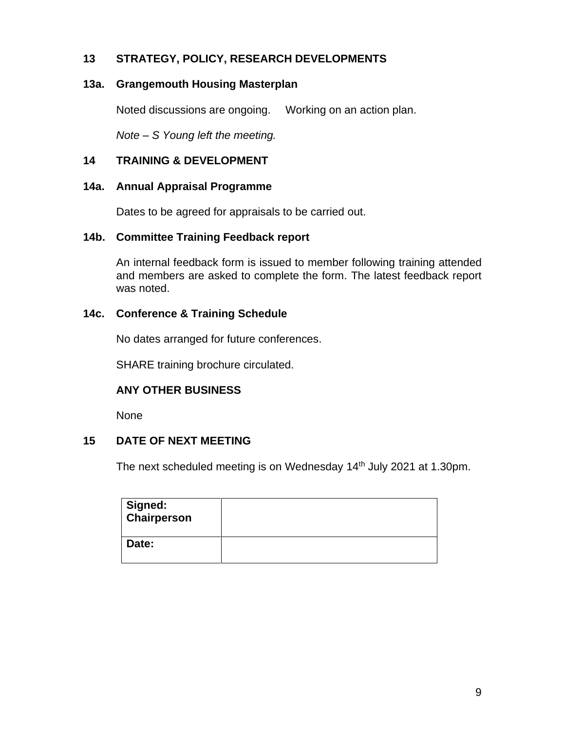## 13 STRATEGY, POLICY, RESEARCH DEVELOPMENTS

### 13a. Grangemouth Housing Masterplan

Noted discussions are ongoing. Working on an action plan.

*Note – S Young left the meeting.*

## 14 TRAINING & DEVELOPMENT

### 14a. Annual Appraisal Programme

Dates to be agreed for appraisals to be carried out.

### 14b. Committee Training Feedback report

An internal feedback form is issued to member following training attended and members are asked to complete the form. The latest feedback report was noted.

### 14c. Conference & Training Schedule

No dates arranged for future conferences.

SHARE training brochure circulated.

### ANY OTHER BUSINESS

None

## 15 DATE OF NEXT MEETING

The next scheduled meeting is on Wednesday 14th July 2021 at 1.30pm.

| | |
|---|---|
| **Signed: Chairperson** | |
| **Date:** | |